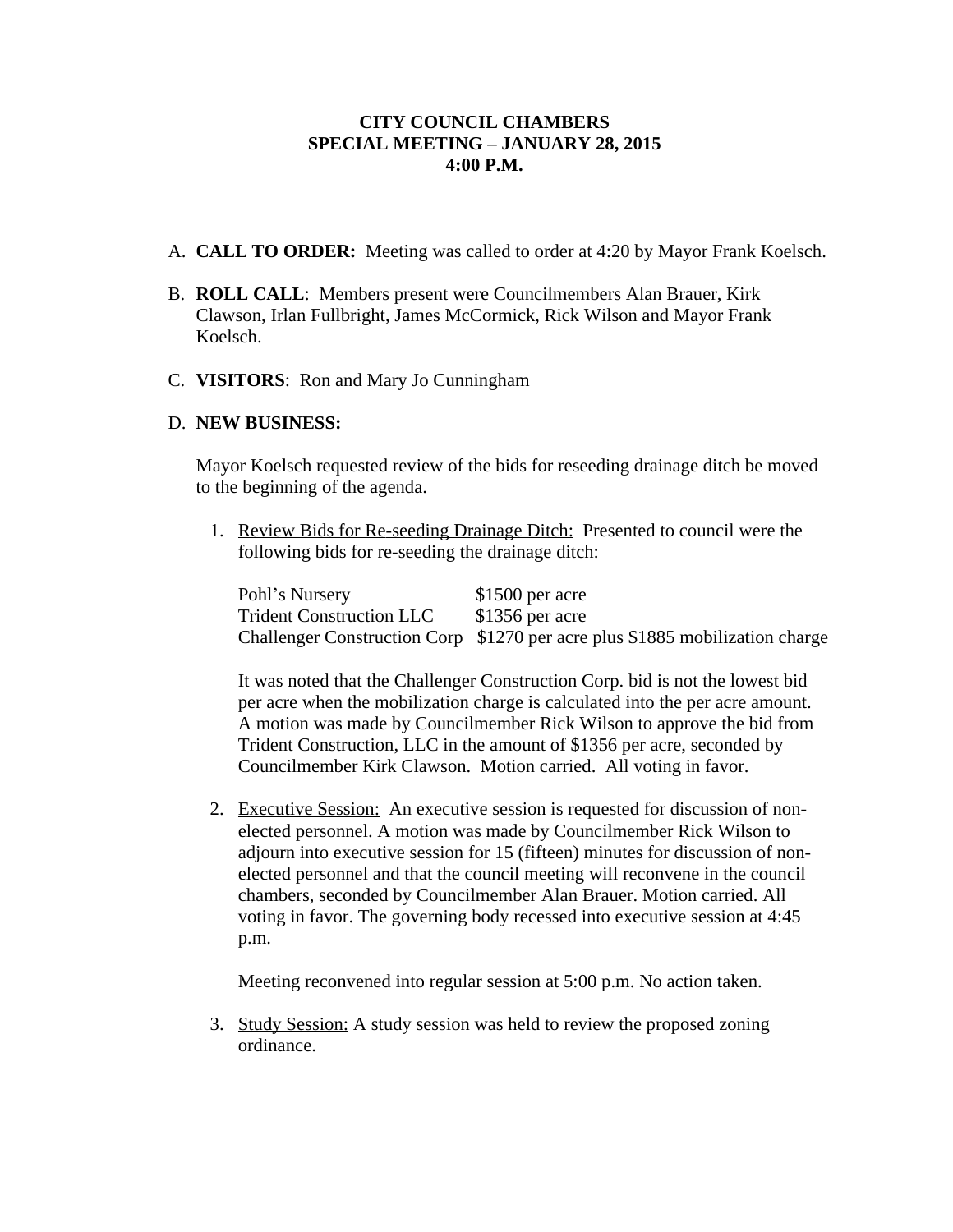# CITY COUNCIL CHAMBERS
## SPECIAL MEETING – JANUARY 28, 2015
## 4:00 P.M.

A. **CALL TO ORDER:** Meeting was called to order at 4:20 by Mayor Frank Koelsch.

B. **ROLL CALL**: Members present were Councilmembers Alan Brauer, Kirk Clawson, Irlan Fullbright, James McCormick, Rick Wilson and Mayor Frank Koelsch.

C. **VISITORS**: Ron and Mary Jo Cunningham

D. **NEW BUSINESS:**

Mayor Koelsch requested review of the bids for reseeding drainage ditch be moved to the beginning of the agenda.

1. Review Bids for Re-seeding Drainage Ditch: Presented to council were the following bids for re-seeding the drainage ditch:

| | |
|---|---|
| Pohl's Nursery | $1500 per acre |
| Trident Construction LLC | $1356 per acre |
| Challenger Construction Corp | $1270 per acre plus $1885 mobilization charge |

It was noted that the Challenger Construction Corp. bid is not the lowest bid per acre when the mobilization charge is calculated into the per acre amount. A motion was made by Councilmember Rick Wilson to approve the bid from Trident Construction, LLC in the amount of $1356 per acre, seconded by Councilmember Kirk Clawson. Motion carried. All voting in favor.

2. Executive Session: An executive session is requested for discussion of non-elected personnel. A motion was made by Councilmember Rick Wilson to adjourn into executive session for 15 (fifteen) minutes for discussion of non-elected personnel and that the council meeting will reconvene in the council chambers, seconded by Councilmember Alan Brauer. Motion carried. All voting in favor. The governing body recessed into executive session at 4:45 p.m.

   Meeting reconvened into regular session at 5:00 p.m. No action taken.

3. Study Session: A study session was held to review the proposed zoning ordinance.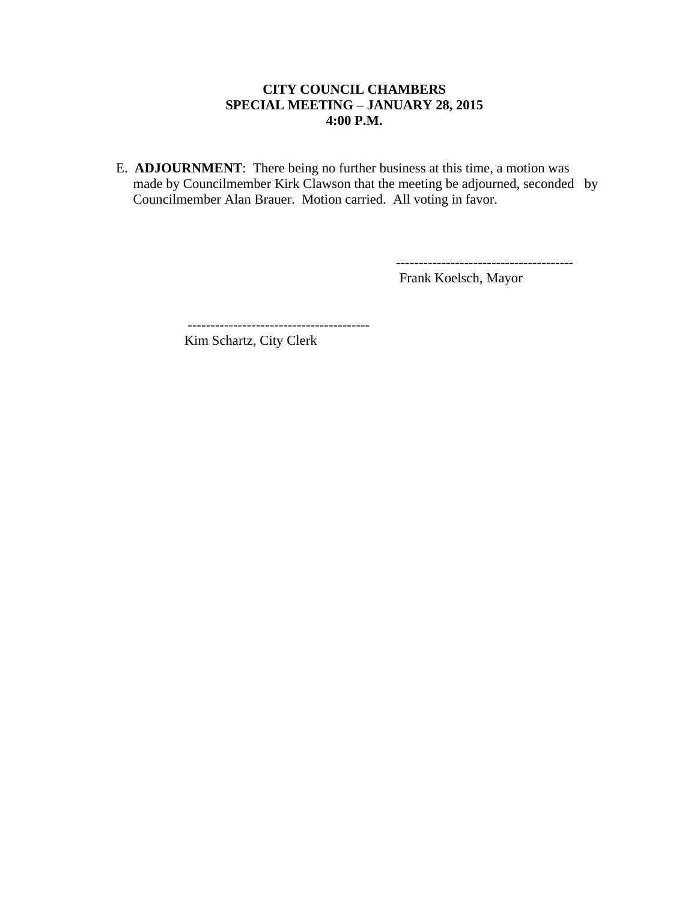**CITY COUNCIL CHAMBERS**
**SPECIAL MEETING – JANUARY 28, 2015**
**4:00 P.M.**

E. **ADJOURNMENT**: There being no further business at this time, a motion was made by Councilmember Kirk Clawson that the meeting be adjourned, seconded by Councilmember Alan Brauer. Motion carried. All voting in favor.

---------------------------------------
Frank Koelsch, Mayor

---------------------------------------
Kim Schartz, City Clerk